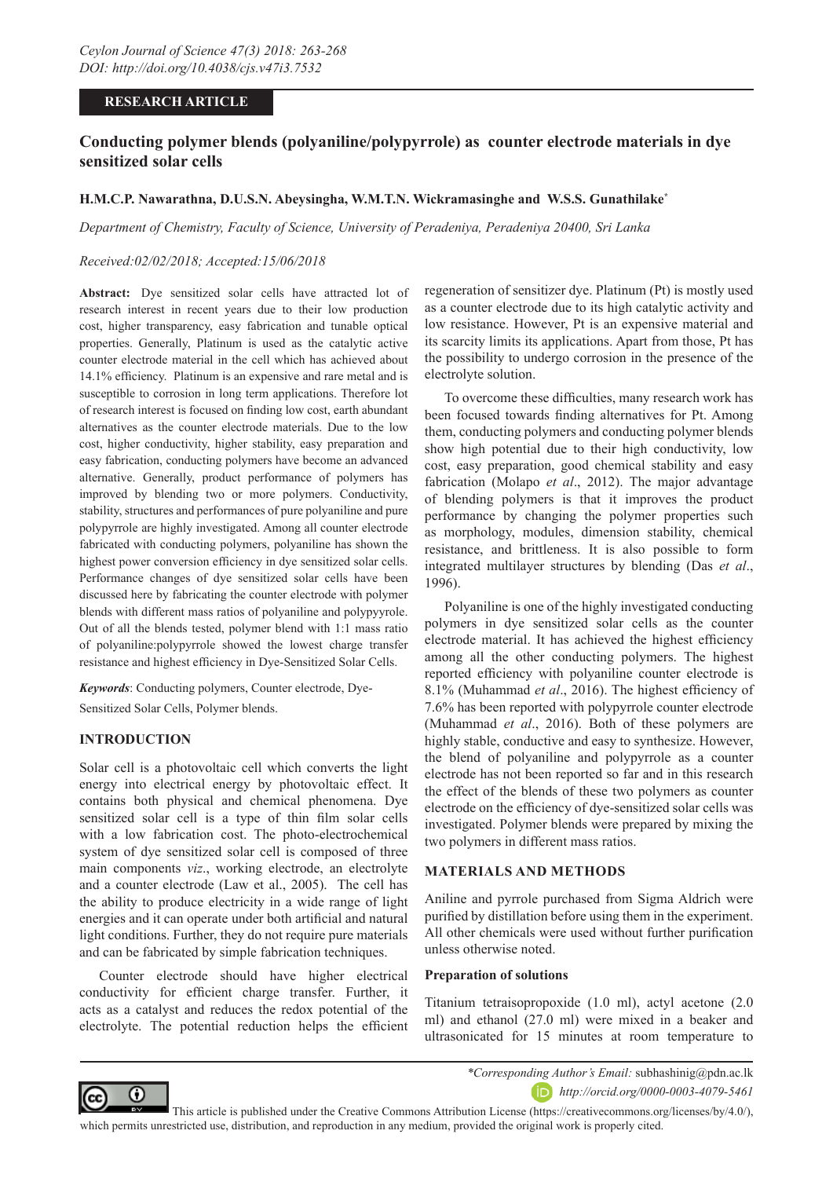Ceylon Journal of Science 47(3) 2018: 263-268
DOI: http://doi.org/10.4038/cjs.v47i3.7532

**RESEARCH ARTICLE**

# Conducting polymer blends (polyaniline/polypyrrole) as counter electrode materials in dye sensitized solar cells

**H.M.C.P. Nawarathna, D.U.S.N. Abeysingha, W.M.T.N. Wickramasinghe and W.S.S. Gunathilake***

*Department of Chemistry, Faculty of Science, University of Peradeniya, Peradeniya 20400, Sri Lanka*

*Received:02/02/2018; Accepted:15/06/2018*

**Abstract:** Dye sensitized solar cells have attracted lot of research interest in recent years due to their low production cost, higher transparency, easy fabrication and tunable optical properties. Generally, Platinum is used as the catalytic active counter electrode material in the cell which has achieved about 14.1% efficiency. Platinum is an expensive and rare metal and is susceptible to corrosion in long term applications. Therefore lot of research interest is focused on finding low cost, earth abundant alternatives as the counter electrode materials. Due to the low cost, higher conductivity, higher stability, easy preparation and easy fabrication, conducting polymers have become an advanced alternative. Generally, product performance of polymers has improved by blending two or more polymers. Conductivity, stability, structures and performances of pure polyaniline and pure polypyrrole are highly investigated. Among all counter electrode fabricated with conducting polymers, polyaniline has shown the highest power conversion efficiency in dye sensitized solar cells. Performance changes of dye sensitized solar cells have been discussed here by fabricating the counter electrode with polymer blends with different mass ratios of polyaniline and polypyyrole. Out of all the blends tested, polymer blend with 1:1 mass ratio of polyaniline:polypyrrole showed the lowest charge transfer resistance and highest efficiency in Dye-Sensitized Solar Cells.

***Keywords***: Conducting polymers, Counter electrode, Dye-Sensitized Solar Cells, Polymer blends.

## INTRODUCTION

Solar cell is a photovoltaic cell which converts the light energy into electrical energy by photovoltaic effect. It contains both physical and chemical phenomena. Dye sensitized solar cell is a type of thin film solar cells with a low fabrication cost. The photo-electrochemical system of dye sensitized solar cell is composed of three main components *viz*., working electrode, an electrolyte and a counter electrode (Law et al., 2005). The cell has the ability to produce electricity in a wide range of light energies and it can operate under both artificial and natural light conditions. Further, they do not require pure materials and can be fabricated by simple fabrication techniques.

Counter electrode should have higher electrical conductivity for efficient charge transfer. Further, it acts as a catalyst and reduces the redox potential of the electrolyte. The potential reduction helps the efficient regeneration of sensitizer dye. Platinum (Pt) is mostly used as a counter electrode due to its high catalytic activity and low resistance. However, Pt is an expensive material and its scarcity limits its applications. Apart from those, Pt has the possibility to undergo corrosion in the presence of the electrolyte solution.

To overcome these difficulties, many research work has been focused towards finding alternatives for Pt. Among them, conducting polymers and conducting polymer blends show high potential due to their high conductivity, low cost, easy preparation, good chemical stability and easy fabrication (Molapo *et al*., 2012). The major advantage of blending polymers is that it improves the product performance by changing the polymer properties such as morphology, modules, dimension stability, chemical resistance, and brittleness. It is also possible to form integrated multilayer structures by blending (Das *et al*., 1996).

Polyaniline is one of the highly investigated conducting polymers in dye sensitized solar cells as the counter electrode material. It has achieved the highest efficiency among all the other conducting polymers. The highest reported efficiency with polyaniline counter electrode is 8.1% (Muhammad *et al*., 2016). The highest efficiency of 7.6% has been reported with polypyrrole counter electrode (Muhammad *et al*., 2016). Both of these polymers are highly stable, conductive and easy to synthesize. However, the blend of polyaniline and polypyrrole as a counter electrode has not been reported so far and in this research the effect of the blends of these two polymers as counter electrode on the efficiency of dye-sensitized solar cells was investigated. Polymer blends were prepared by mixing the two polymers in different mass ratios.

## MATERIALS AND METHODS

Aniline and pyrrole purchased from Sigma Aldrich were purified by distillation before using them in the experiment. All other chemicals were used without further purification unless otherwise noted.

### Preparation of solutions

Titanium tetraisopropoxide (1.0 ml), actyl acetone (2.0 ml) and ethanol (27.0 ml) were mixed in a beaker and ultrasonicated for 15 minutes at room temperature to

*\*Corresponding Author's Email:* subhashinig@pdn.ac.lk
http://orcid.org/0000-0003-4079-5461

This article is published under the Creative Commons Attribution License (https://creativecommons.org/licenses/by/4.0/), which permits unrestricted use, distribution, and reproduction in any medium, provided the original work is properly cited.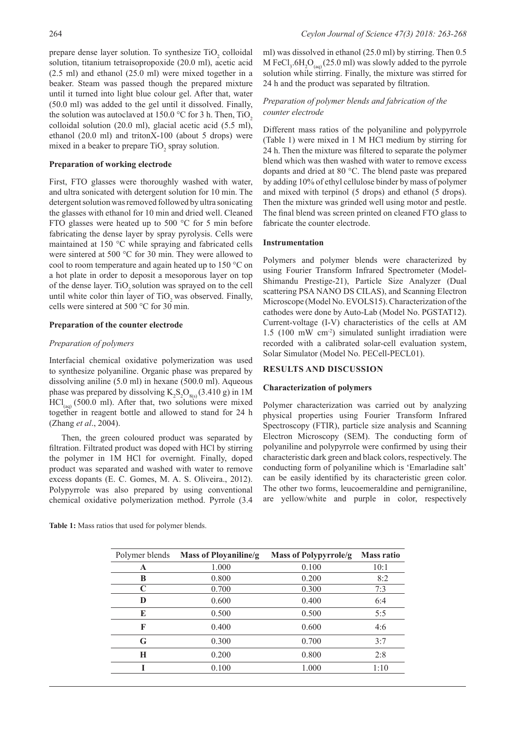prepare dense layer solution. To synthesize $TiO_2$ colloidal solution, titanium tetraisopropoxide (20.0 ml), acetic acid (2.5 ml) and ethanol (25.0 ml) were mixed together in a beaker. Steam was passed though the prepared mixture until it turned into light blue colour gel. After that, water (50.0 ml) was added to the gel until it dissolved. Finally, the solution was autoclaved at 150.0 °C for 3 h. Then, $TiO_2$ colloidal solution (20.0 ml), glacial acetic acid (5.5 ml), ethanol (20.0 ml) and tritonX-100 (about 5 drops) were mixed in a beaker to prepare $TiO_2$ spray solution.

### Preparation of working electrode

First, FTO glasses were thoroughly washed with water, and ultra sonicated with detergent solution for 10 min. The detergent solution was removed followed by ultra sonicating the glasses with ethanol for 10 min and dried well. Cleaned FTO glasses were heated up to 500 °C for 5 min before fabricating the dense layer by spray pyrolysis. Cells were maintained at 150 °C while spraying and fabricated cells were sintered at 500 °C for 30 min. They were allowed to cool to room temperature and again heated up to 150 °C on a hot plate in order to deposit a mesoporous layer on top of the dense layer. $TiO_2$ solution was sprayed on to the cell until white color thin layer of $TiO_2$ was observed. Finally, cells were sintered at 500 °C for 30 min.

### Preparation of the counter electrode

#### *Preparation of polymers*

Interfacial chemical oxidative polymerization was used to synthesize polyaniline. Organic phase was prepared by dissolving aniline (5.0 ml) in hexane (500.0 ml). Aqueous phase was prepared by dissolving $K_2S_2O_{8(s)}$ (3.410 g) in 1M $HCl_{(aq)}$ (500.0 ml). After that, two solutions were mixed together in reagent bottle and allowed to stand for 24 h (Zhang *et al*., 2004).

Then, the green coloured product was separated by filtration. Filtrated product was doped with HCl by stirring the polymer in 1M HCl for overnight. Finally, doped product was separated and washed with water to remove excess dopants (E. C. Gomes, M. A. S. Oliveira., 2012). Polypyrrole was also prepared by using conventional chemical oxidative polymerization method. Pyrrole (3.4 ml) was dissolved in ethanol (25.0 ml) by stirring. Then 0.5 M $FeCl_3.6H_2O_{(aq)}$ (25.0 ml) was slowly added to the pyrrole solution while stirring. Finally, the mixture was stirred for 24 h and the product was separated by filtration.

#### *Preparation of polymer blends and fabrication of the counter electrode*

Different mass ratios of the polyaniline and polypyrrole (Table 1) were mixed in 1 M HCl medium by stirring for 24 h. Then the mixture was filtered to separate the polymer blend which was then washed with water to remove excess dopants and dried at 80 °C. The blend paste was prepared by adding 10% of ethyl cellulose binder by mass of polymer and mixed with terpinol (5 drops) and ethanol (5 drops). Then the mixture was grinded well using motor and pestle. The final blend was screen printed on cleaned FTO glass to fabricate the counter electrode.

### Instrumentation

Polymers and polymer blends were characterized by using Fourier Transform Infrared Spectrometer (Model-Shimandu Prestige-21), Particle Size Analyzer (Dual scattering PSA NANO DS CILAS), and Scanning Electron Microscope (Model No. EVOLS15). Characterization of the cathodes were done by Auto-Lab (Model No. PGSTAT12). Current-voltage (I-V) characteristics of the cells at AM 1.5 (100 mW $cm^{-2}$) simulated sunlight irradiation were recorded with a calibrated solar-cell evaluation system, Solar Simulator (Model No. PECell-PECL01).

## RESULTS AND DISCUSSION

### Characterization of polymers

Polymer characterization was carried out by analyzing physical properties using Fourier Transform Infrared Spectroscopy (FTIR), particle size analysis and Scanning Electron Microscopy (SEM). The conducting form of polyaniline and polypyrrole were confirmed by using their characteristic dark green and black colors, respectively. The conducting form of polyaniline which is 'Emarladine salt' can be easily identified by its characteristic green color. The other two forms, leucoemeraldine and pernigraniline, are yellow/white and purple in color, respectively

**Table 1:** Mass ratios that used for polymer blends.

| Polymer blends | Mass of Ployaniline/g | Mass of Polypyrrole/g | Mass ratio |
|---|---|---|---|
| A | 1.000 | 0.100 | 10:1 |
| B | 0.800 | 0.200 | 8:2 |
| C | 0.700 | 0.300 | 7:3 |
| D | 0.600 | 0.400 | 6:4 |
| E | 0.500 | 0.500 | 5:5 |
| F | 0.400 | 0.600 | 4:6 |
| G | 0.300 | 0.700 | 3:7 |
| H | 0.200 | 0.800 | 2:8 |
| I | 0.100 | 1.000 | 1:10 |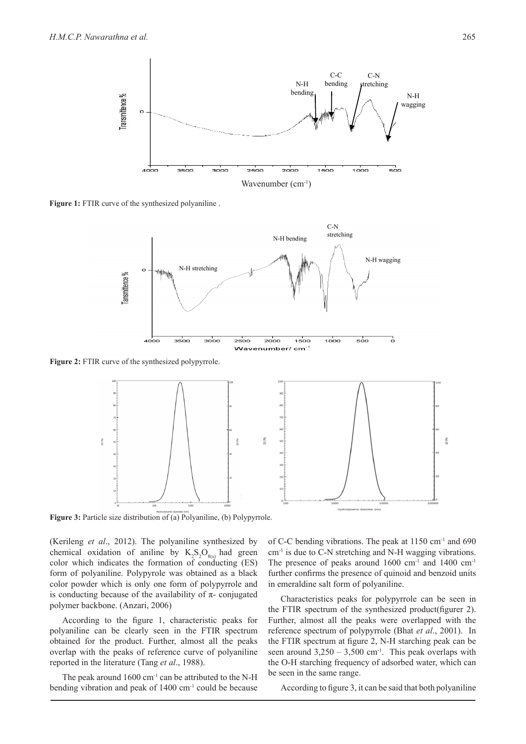**Figure 1:** FTIR curve of the synthesized polyaniline .

**Figure 2:** FTIR curve of the synthesized polypyrrole.

**Figure 3:** Particle size distribution of (a) Polyaniline, (b) Polypyrrole.

(Kerileng *et al*., 2012). The polyaniline synthesized by chemical oxidation of aniline by $K_2S_2O_{8(s)}$ had green color which indicates the formation of conducting (ES) form of polyaniline. Polypyrole was obtained as a black color powder which is only one form of polypyrrole and is conducting because of the availability of $\pi$- conjugated polymer backbone. (Anzari, 2006)

According to the figure 1, characteristic peaks for polyaniline can be clearly seen in the FTIR spectrum obtained for the product. Further, almost all the peaks overlap with the peaks of reference curve of polyaniline reported in the literature (Tang *et al*., 1988).

The peak around 1600 $cm^{-1}$ can be attributed to the N-H bending vibration and peak of 1400 $cm^{-1}$ could be because of C-C bending vibrations. The peak at 1150 $cm^{-1}$ and 690 $cm^{-1}$ is due to C-N stretching and N-H wagging vibrations. The presence of peaks around 1600 $cm^{-1}$ and 1400 $cm^{-1}$ further confirms the presence of quinoid and benzoid units in emeraldine salt form of polyaniline.

Characteristics peaks for polypyrrole can be seen in the FTIR spectrum of the synthesized product(figurer 2). Further, almost all the peaks were overlapped with the reference spectrum of polypyrrole (Bhat *et al*., 2001). In the FTIR spectrum at figure 2, N-H starching peak can be seen around 3,250 – 3,500 $cm^{-1}$. This peak overlaps with the O-H starching frequency of adsorbed water, which can be seen in the same range.

According to figure 3, it can be said that both polyaniline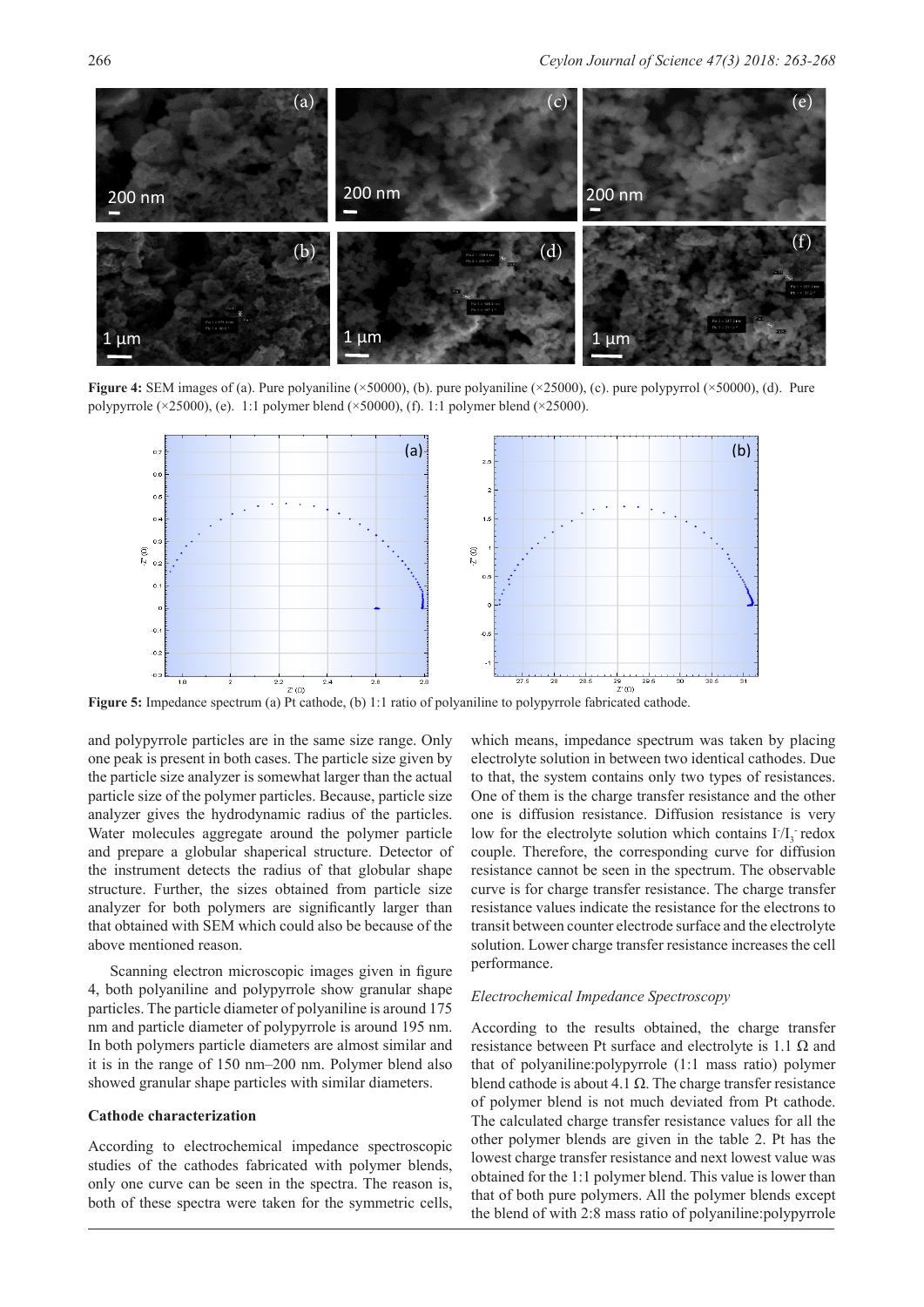**Figure 4:** SEM images of (a). Pure polyaniline (×50000), (b). pure polyaniline (×25000), (c). pure polypyrrol (×50000), (d). Pure polypyrrole (×25000), (e). 1:1 polymer blend (×50000), (f). 1:1 polymer blend (×25000).

**Figure 5:** Impedance spectrum (a) Pt cathode, (b) 1:1 ratio of polyaniline to polypyrrole fabricated cathode.

and polypyrrole particles are in the same size range. Only one peak is present in both cases. The particle size given by the particle size analyzer is somewhat larger than the actual particle size of the polymer particles. Because, particle size analyzer gives the hydrodynamic radius of the particles. Water molecules aggregate around the polymer particle and prepare a globular shaperical structure. Detector of the instrument detects the radius of that globular shape structure. Further, the sizes obtained from particle size analyzer for both polymers are significantly larger than that obtained with SEM which could also be because of the above mentioned reason.

Scanning electron microscopic images given in figure 4, both polyaniline and polypyrrole show granular shape particles. The particle diameter of polyaniline is around 175 nm and particle diameter of polypyrrole is around 195 nm. In both polymers particle diameters are almost similar and it is in the range of 150 nm–200 nm. Polymer blend also showed granular shape particles with similar diameters.

**Cathode characterization**

According to electrochemical impedance spectroscopic studies of the cathodes fabricated with polymer blends, only one curve can be seen in the spectra. The reason is, both of these spectra were taken for the symmetric cells, which means, impedance spectrum was taken by placing electrolyte solution in between two identical cathodes. Due to that, the system contains only two types of resistances. One of them is the charge transfer resistance and the other one is diffusion resistance. Diffusion resistance is very low for the electrolyte solution which contains $I^-/I_3^-$ redox couple. Therefore, the corresponding curve for diffusion resistance cannot be seen in the spectrum. The observable curve is for charge transfer resistance. The charge transfer resistance values indicate the resistance for the electrons to transit between counter electrode surface and the electrolyte solution. Lower charge transfer resistance increases the cell performance.

*Electrochemical Impedance Spectroscopy*

According to the results obtained, the charge transfer resistance between Pt surface and electrolyte is 1.1 Ω and that of polyaniline:polypyrrole (1:1 mass ratio) polymer blend cathode is about 4.1 Ω. The charge transfer resistance of polymer blend is not much deviated from Pt cathode. The calculated charge transfer resistance values for all the other polymer blends are given in the table 2. Pt has the lowest charge transfer resistance and next lowest value was obtained for the 1:1 polymer blend. This value is lower than that of both pure polymers. All the polymer blends except the blend of with 2:8 mass ratio of polyaniline:polypyrrole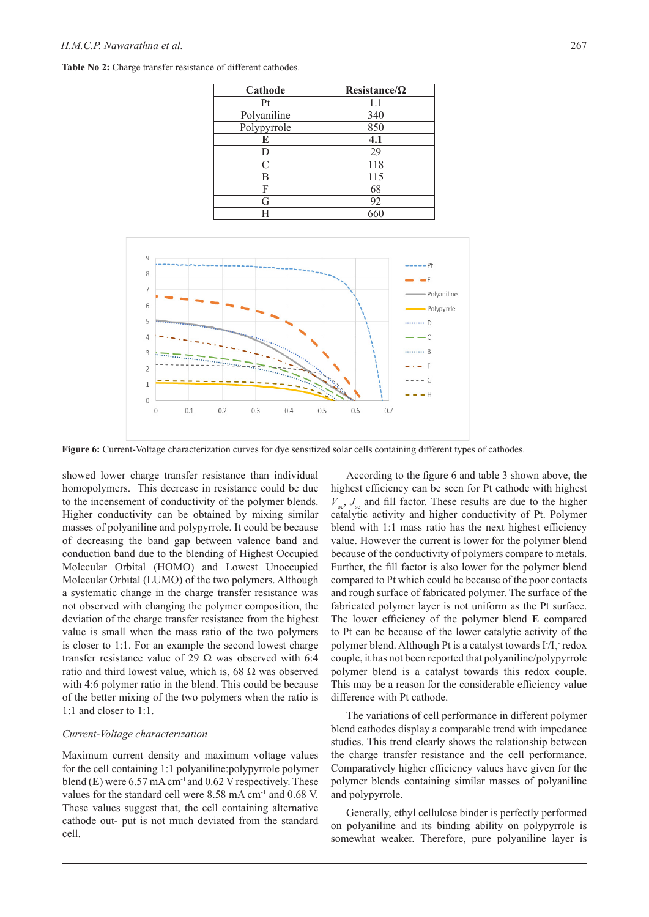**Table No 2:** Charge transfer resistance of different cathodes.

| Cathode | Resistance/Ω |
|---|---|
| Pt | 1.1 |
| Polyaniline | 340 |
| Polypyrrole | 850 |
| **E** | **4.1** |
| D | 29 |
| C | 118 |
| B | 115 |
| F | 68 |
| G | 92 |
| H | 660 |

**Figure 6:** Current-Voltage characterization curves for dye sensitized solar cells containing different types of cathodes.

showed lower charge transfer resistance than individual homopolymers. This decrease in resistance could be due to the incensement of conductivity of the polymer blends. Higher conductivity can be obtained by mixing similar masses of polyaniline and polypyrrole. It could be because of decreasing the band gap between valence band and conduction band due to the blending of Highest Occupied Molecular Orbital (HOMO) and Lowest Unoccupied Molecular Orbital (LUMO) of the two polymers. Although a systematic change in the charge transfer resistance was not observed with changing the polymer composition, the deviation of the charge transfer resistance from the highest value is small when the mass ratio of the two polymers is closer to 1:1. For an example the second lowest charge transfer resistance value of 29 Ω was observed with 6:4 ratio and third lowest value, which is, 68 Ω was observed with 4:6 polymer ratio in the blend. This could be because of the better mixing of the two polymers when the ratio is 1:1 and closer to 1:1.

*Current-Voltage characterization*

Maximum current density and maximum voltage values for the cell containing 1:1 polyaniline:polypyrrole polymer blend (**E**) were 6.57 mA cm$^{-1}$ and 0.62 V respectively. These values for the standard cell were 8.58 mA cm$^{-1}$ and 0.68 V. These values suggest that, the cell containing alternative cathode out- put is not much deviated from the standard cell.

According to the figure 6 and table 3 shown above, the highest efficiency can be seen for Pt cathode with highest $V_{oc}$, $J_{sc}$ and fill factor. These results are due to the higher catalytic activity and higher conductivity of Pt. Polymer blend with 1:1 mass ratio has the next highest efficiency value. However the current is lower for the polymer blend because of the conductivity of polymers compare to metals. Further, the fill factor is also lower for the polymer blend compared to Pt which could be because of the poor contacts and rough surface of fabricated polymer. The surface of the fabricated polymer layer is not uniform as the Pt surface. The lower efficiency of the polymer blend **E** compared to Pt can be because of the lower catalytic activity of the polymer blend. Although Pt is a catalyst towards $I^-/I_3^-$ redox couple, it has not been reported that polyaniline/polypyrrole polymer blend is a catalyst towards this redox couple. This may be a reason for the considerable efficiency value difference with Pt cathode.

The variations of cell performance in different polymer blend cathodes display a comparable trend with impedance studies. This trend clearly shows the relationship between the charge transfer resistance and the cell performance. Comparatively higher efficiency values have given for the polymer blends containing similar masses of polyaniline and polypyrrole.

Generally, ethyl cellulose binder is perfectly performed on polyaniline and its binding ability on polypyrrole is somewhat weaker. Therefore, pure polyaniline layer is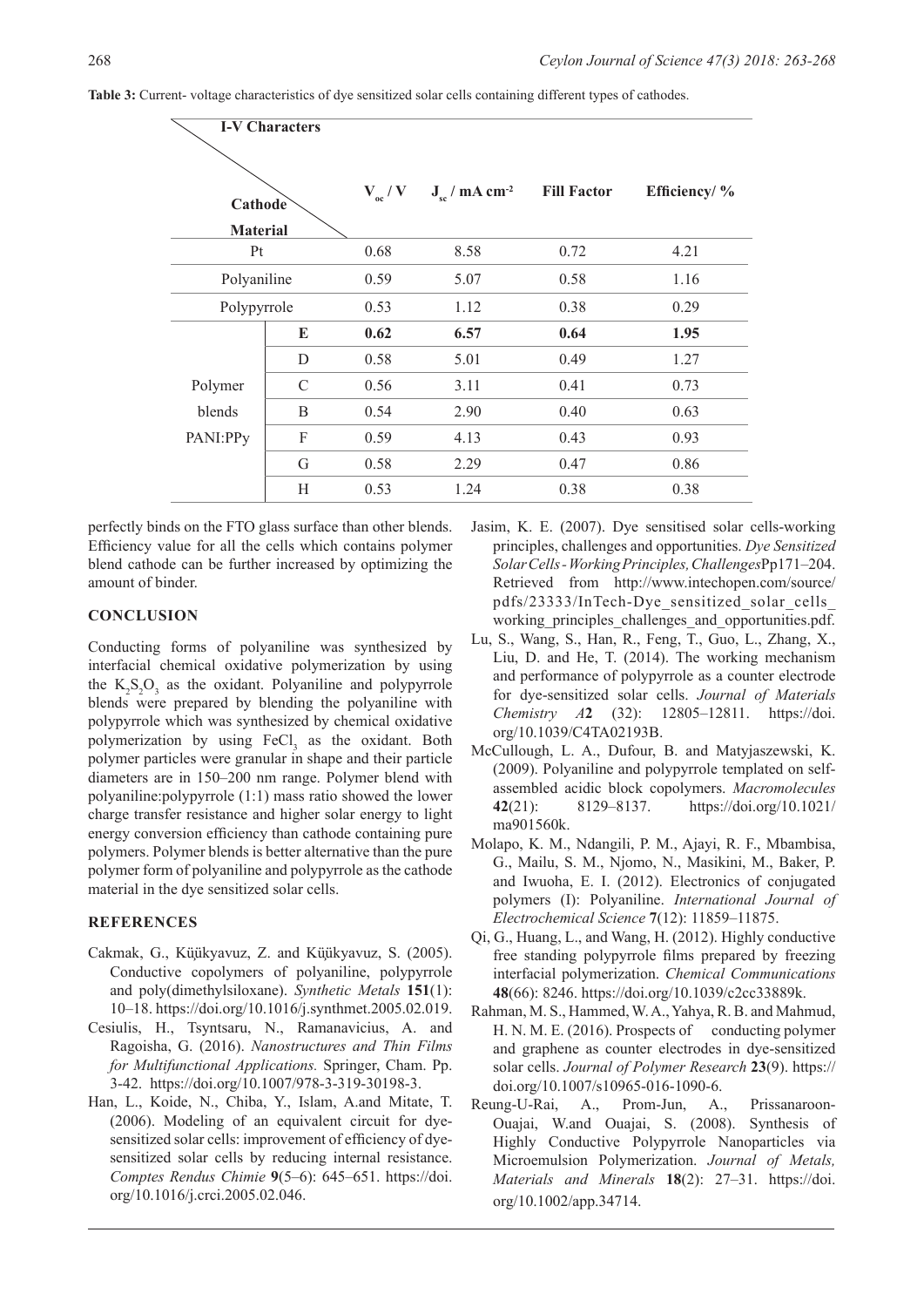**Table 3:** Current- voltage characteristics of dye sensitized solar cells containing different types of cathodes.

| Cathode Material (I-V Characters) | | $V_{oc}$ / V | $J_{sc}$ / mA cm$^{-2}$ | Fill Factor | Efficiency/ % |
|---|---|---|---|---|---|
| Pt | | 0.68 | 8.58 | 0.72 | 4.21 |
| Polyaniline | | 0.59 | 5.07 | 0.58 | 1.16 |
| Polypyrrole | | 0.53 | 1.12 | 0.38 | 0.29 |
| Polymer blends PANI:PPy | **E** | **0.62** | **6.57** | **0.64** | **1.95** |
| | D | 0.58 | 5.01 | 0.49 | 1.27 |
| | C | 0.56 | 3.11 | 0.41 | 0.73 |
| | B | 0.54 | 2.90 | 0.40 | 0.63 |
| | F | 0.59 | 4.13 | 0.43 | 0.93 |
| | G | 0.58 | 2.29 | 0.47 | 0.86 |
| | H | 0.53 | 1.24 | 0.38 | 0.38 |

perfectly binds on the FTO glass surface than other blends. Efficiency value for all the cells which contains polymer blend cathode can be further increased by optimizing the amount of binder.

## CONCLUSION

Conducting forms of polyaniline was synthesized by interfacial chemical oxidative polymerization by using the $K_2S_2O_3$ as the oxidant. Polyaniline and polypyrrole blends were prepared by blending the polyaniline with polypyrrole which was synthesized by chemical oxidative polymerization by using $FeCl_3$ as the oxidant. Both polymer particles were granular in shape and their particle diameters are in 150–200 nm range. Polymer blend with polyaniline:polypyrrole (1:1) mass ratio showed the lower charge transfer resistance and higher solar energy to light energy conversion efficiency than cathode containing pure polymers. Polymer blends is better alternative than the pure polymer form of polyaniline and polypyrrole as the cathode material in the dye sensitized solar cells.

## REFERENCES

Cakmak, G., Küçükyavuz, Z. and Küçükyavuz, S. (2005). Conductive copolymers of polyaniline, polypyrrole and poly(dimethylsiloxane). *Synthetic Metals* **151**(1): 10–18. https://doi.org/10.1016/j.synthmet.2005.02.019.

Cesiulis, H., Tsyntsaru, N., Ramanavicius, A. and Ragoisha, G. (2016). *Nanostructures and Thin Films for Multifunctional Applications.* Springer, Cham. Pp. 3-42. https://doi.org/10.1007/978-3-319-30198-3.

Han, L., Koide, N., Chiba, Y., Islam, A.and Mitate, T. (2006). Modeling of an equivalent circuit for dye-sensitized solar cells: improvement of efficiency of dye-sensitized solar cells by reducing internal resistance. *Comptes Rendus Chimie* **9**(5–6): 645–651. https://doi.org/10.1016/j.crci.2005.02.046.

Jasim, K. E. (2007). Dye sensitised solar cells-working principles, challenges and opportunities. *Dye Sensitized Solar Cells - Working Principles, Challenges*Pp171–204. Retrieved from http://www.intechopen.com/source/pdfs/23333/InTech-Dye_sensitized_solar_cells_working_principles_challenges_and_opportunities.pdf.

Lu, S., Wang, S., Han, R., Feng, T., Guo, L., Zhang, X., Liu, D. and He, T. (2014). The working mechanism and performance of polypyrrole as a counter electrode for dye-sensitized solar cells. *Journal of Materials Chemistry A***2** (32): 12805–12811. https://doi.org/10.1039/C4TA02193B.

McCullough, L. A., Dufour, B. and Matyjaszewski, K. (2009). Polyaniline and polypyrrole templated on self-assembled acidic block copolymers. *Macromolecules* **42**(21): 8129–8137. https://doi.org/10.1021/ma901560k.

Molapo, K. M., Ndangili, P. M., Ajayi, R. F., Mbambisa, G., Mailu, S. M., Njomo, N., Masikini, M., Baker, P. and Iwuoha, E. I. (2012). Electronics of conjugated polymers (I): Polyaniline. *International Journal of Electrochemical Science* **7**(12): 11859–11875.

Qi, G., Huang, L., and Wang, H. (2012). Highly conductive free standing polypyrrole films prepared by freezing interfacial polymerization. *Chemical Communications* **48**(66): 8246. https://doi.org/10.1039/c2cc33889k.

Rahman, M. S., Hammed, W. A., Yahya, R. B. and Mahmud, H. N. M. E. (2016). Prospects of conducting polymer and graphene as counter electrodes in dye-sensitized solar cells. *Journal of Polymer Research* **23**(9). https://doi.org/10.1007/s10965-016-1090-6.

Reung-U-Rai, A., Prom-Jun, A., Prissanaroon-Ouajai, W.and Ouajai, S. (2008). Synthesis of Highly Conductive Polypyrrole Nanoparticles via Microemulsion Polymerization. *Journal of Metals, Materials and Minerals* **18**(2): 27–31. https://doi.org/10.1002/app.34714.